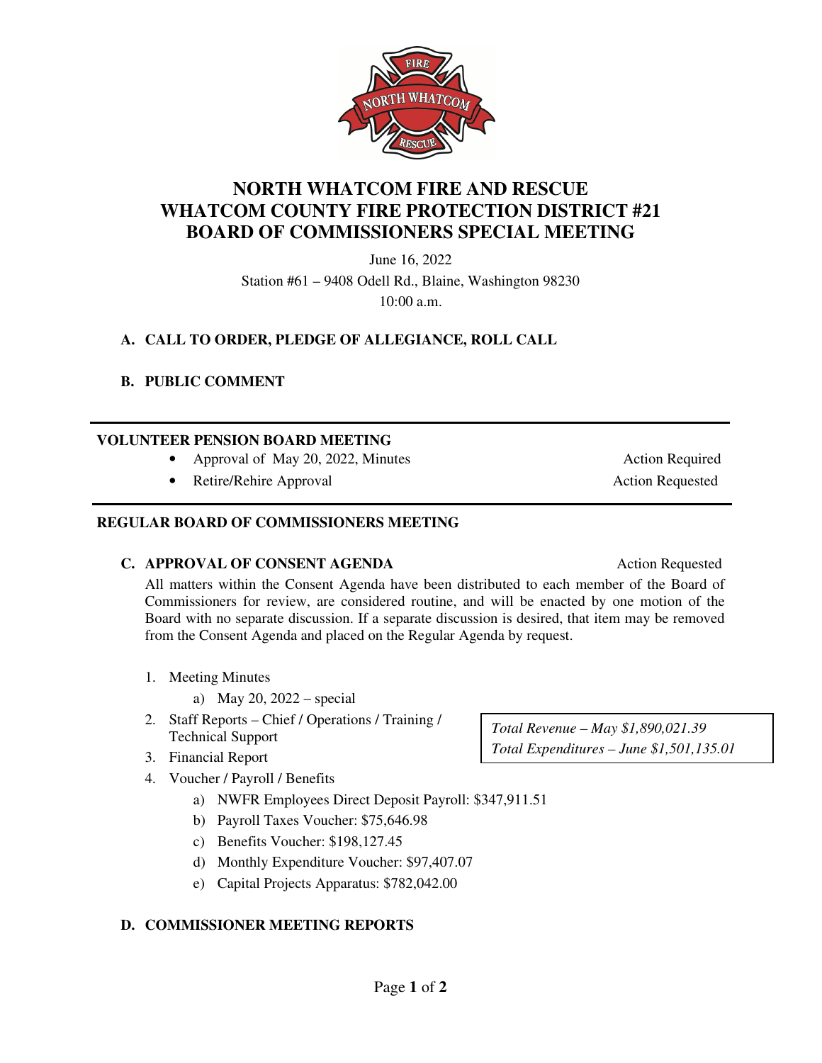# NORTH WHATCOM FIRE AND RESCUE
# WHATCOM COUNTY FIRE PROTECTION DISTRICT #21
# BOARD OF COMMISSIONERS SPECIAL MEETING

June 16, 2022

Station #61 – 9408 Odell Rd., Blaine, Washington 98230

10:00 a.m.

## A. CALL TO ORDER, PLEDGE OF ALLEGIANCE, ROLL CALL

## B. PUBLIC COMMENT

---

### VOLUNTEER PENSION BOARD MEETING

- Approval of May 20, 2022, Minutes — Action Required
- Retire/Rehire Approval — Action Requested

---

### REGULAR BOARD OF COMMISSIONERS MEETING

## C. APPROVAL OF CONSENT AGENDA — Action Requested

All matters within the Consent Agenda have been distributed to each member of the Board of Commissioners for review, are considered routine, and will be enacted by one motion of the Board with no separate discussion. If a separate discussion is desired, that item may be removed from the Consent Agenda and placed on the Regular Agenda by request.

1. Meeting Minutes
   a) May 20, 2022 – special
2. Staff Reports – Chief / Operations / Training / Technical Support
3. Financial Report
4. Voucher / Payroll / Benefits
   a) NWFR Employees Direct Deposit Payroll: $347,911.51
   b) Payroll Taxes Voucher: $75,646.98
   c) Benefits Voucher: $198,127.45
   d) Monthly Expenditure Voucher: $97,407.07
   e) Capital Projects Apparatus: $782,042.00

*Total Revenue – May $1,890,021.39*
*Total Expenditures – June $1,501,135.01*

## D. COMMISSIONER MEETING REPORTS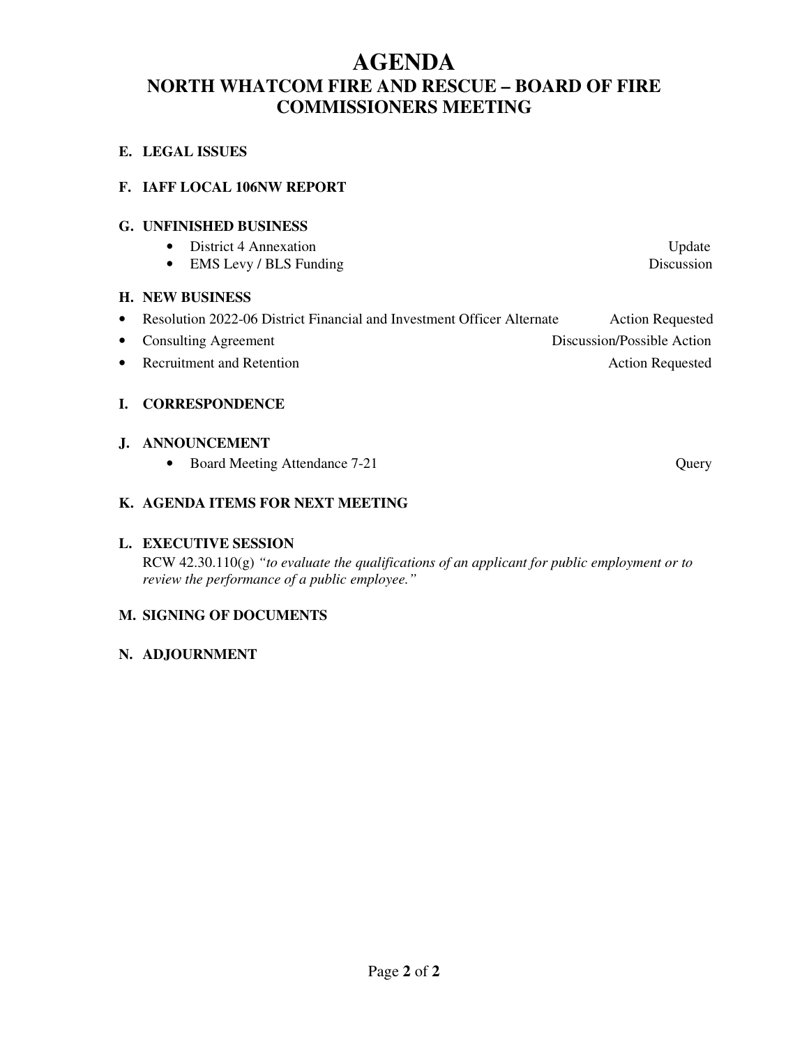# AGENDA

## NORTH WHATCOM FIRE AND RESCUE – BOARD OF FIRE COMMISSIONERS MEETING

**E. LEGAL ISSUES**

**F. IAFF LOCAL 106NW REPORT**

**G. UNFINISHED BUSINESS**

- District 4 Annexation — Update
- EMS Levy / BLS Funding — Discussion

**H. NEW BUSINESS**

- Resolution 2022-06 District Financial and Investment Officer Alternate — Action Requested
- Consulting Agreement — Discussion/Possible Action
- Recruitment and Retention — Action Requested

**I. CORRESPONDENCE**

**J. ANNOUNCEMENT**

- Board Meeting Attendance 7-21 — Query

**K. AGENDA ITEMS FOR NEXT MEETING**

**L. EXECUTIVE SESSION**

RCW 42.30.110(g) *"to evaluate the qualifications of an applicant for public employment or to review the performance of a public employee."*

**M. SIGNING OF DOCUMENTS**

**N. ADJOURNMENT**